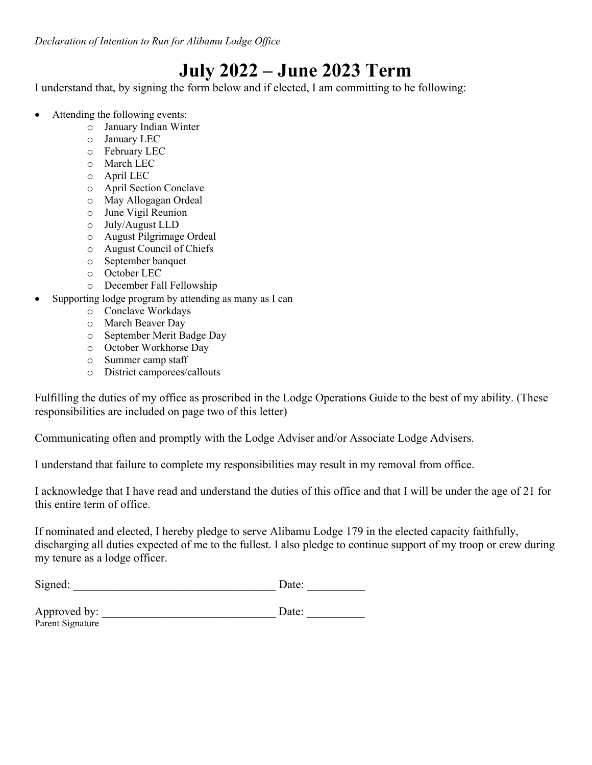*Declaration of Intention to Run for Alibamu Lodge Office*

# July 2022 – June 2023 Term

I understand that, by signing the form below and if elected, I am committing to he following:

- Attending the following events:
  - January Indian Winter
  - January LEC
  - February LEC
  - March LEC
  - April LEC
  - April Section Conclave
  - May Allogagan Ordeal
  - June Vigil Reunion
  - July/August LLD
  - August Pilgrimage Ordeal
  - August Council of Chiefs
  - September banquet
  - October LEC
  - December Fall Fellowship
- Supporting lodge program by attending as many as I can
  - Conclave Workdays
  - March Beaver Day
  - September Merit Badge Day
  - October Workhorse Day
  - Summer camp staff
  - District camporees/callouts

Fulfilling the duties of my office as proscribed in the Lodge Operations Guide to the best of my ability. (These responsibilities are included on page two of this letter)

Communicating often and promptly with the Lodge Adviser and/or Associate Lodge Advisers.

I understand that failure to complete my responsibilities may result in my removal from office.

I acknowledge that I have read and understand the duties of this office and that I will be under the age of 21 for this entire term of office.

If nominated and elected, I hereby pledge to serve Alibamu Lodge 179 in the elected capacity faithfully, discharging all duties expected of me to the fullest. I also pledge to continue support of my troop or crew during my tenure as a lodge officer.

Signed: ___________________________________ Date: __________

Approved by: ______________________________ Date: __________
Parent Signature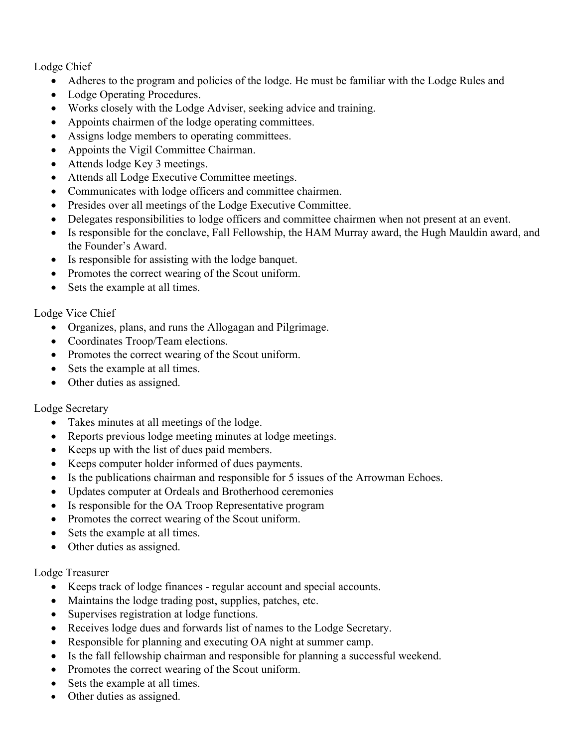Lodge Chief

- Adheres to the program and policies of the lodge. He must be familiar with the Lodge Rules and
- Lodge Operating Procedures.
- Works closely with the Lodge Adviser, seeking advice and training.
- Appoints chairmen of the lodge operating committees.
- Assigns lodge members to operating committees.
- Appoints the Vigil Committee Chairman.
- Attends lodge Key 3 meetings.
- Attends all Lodge Executive Committee meetings.
- Communicates with lodge officers and committee chairmen.
- Presides over all meetings of the Lodge Executive Committee.
- Delegates responsibilities to lodge officers and committee chairmen when not present at an event.
- Is responsible for the conclave, Fall Fellowship, the HAM Murray award, the Hugh Mauldin award, and the Founder's Award.
- Is responsible for assisting with the lodge banquet.
- Promotes the correct wearing of the Scout uniform.
- Sets the example at all times.

Lodge Vice Chief

- Organizes, plans, and runs the Allogagan and Pilgrimage.
- Coordinates Troop/Team elections.
- Promotes the correct wearing of the Scout uniform.
- Sets the example at all times.
- Other duties as assigned.

Lodge Secretary

- Takes minutes at all meetings of the lodge.
- Reports previous lodge meeting minutes at lodge meetings.
- Keeps up with the list of dues paid members.
- Keeps computer holder informed of dues payments.
- Is the publications chairman and responsible for 5 issues of the Arrowman Echoes.
- Updates computer at Ordeals and Brotherhood ceremonies
- Is responsible for the OA Troop Representative program
- Promotes the correct wearing of the Scout uniform.
- Sets the example at all times.
- Other duties as assigned.

Lodge Treasurer

- Keeps track of lodge finances - regular account and special accounts.
- Maintains the lodge trading post, supplies, patches, etc.
- Supervises registration at lodge functions.
- Receives lodge dues and forwards list of names to the Lodge Secretary.
- Responsible for planning and executing OA night at summer camp.
- Is the fall fellowship chairman and responsible for planning a successful weekend.
- Promotes the correct wearing of the Scout uniform.
- Sets the example at all times.
- Other duties as assigned.